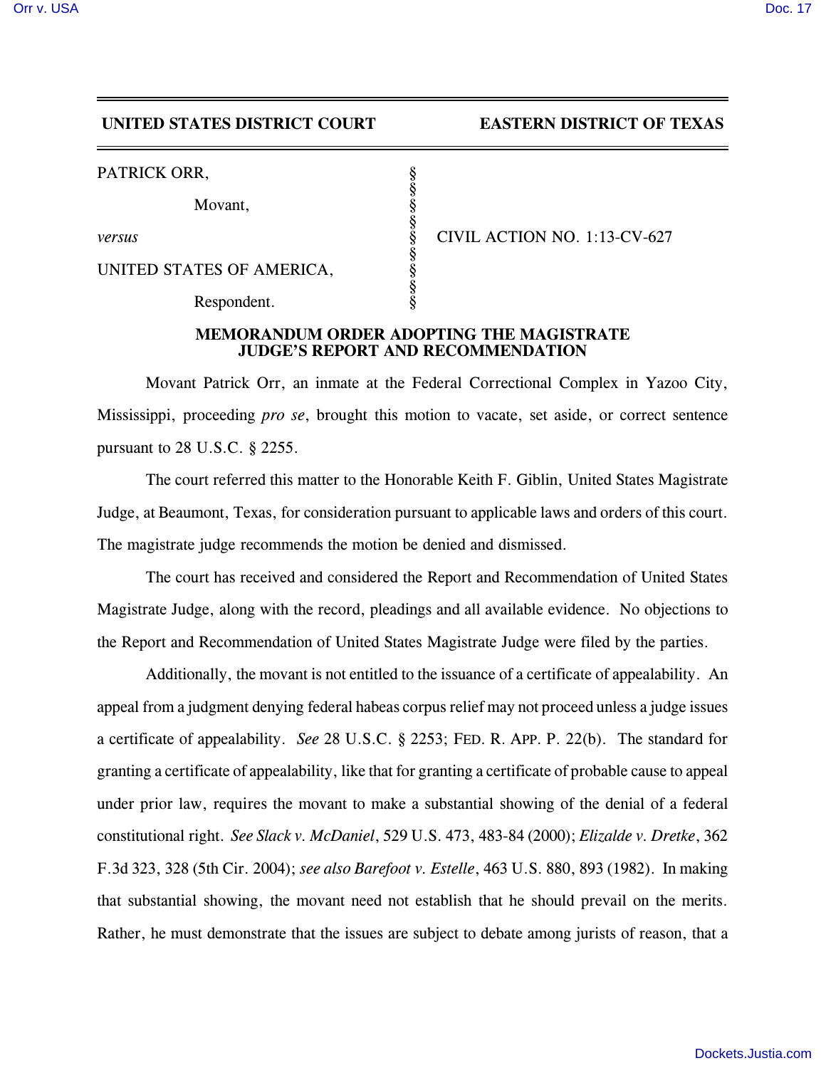**UNITED STATES DISTRICT COURT EASTERN DISTRICT OF TEXAS**

| | | |
|---|---|---|
| PATRICK ORR, | § | |
| Movant, | § | |
| *versus* | § | CIVIL ACTION NO. 1:13-CV-627 |
| UNITED STATES OF AMERICA, | § | |
| Respondent. | § | |

**MEMORANDUM ORDER ADOPTING THE MAGISTRATE JUDGE'S REPORT AND RECOMMENDATION**

Movant Patrick Orr, an inmate at the Federal Correctional Complex in Yazoo City, Mississippi, proceeding *pro se*, brought this motion to vacate, set aside, or correct sentence pursuant to 28 U.S.C. § 2255.

The court referred this matter to the Honorable Keith F. Giblin, United States Magistrate Judge, at Beaumont, Texas, for consideration pursuant to applicable laws and orders of this court. The magistrate judge recommends the motion be denied and dismissed.

The court has received and considered the Report and Recommendation of United States Magistrate Judge, along with the record, pleadings and all available evidence. No objections to the Report and Recommendation of United States Magistrate Judge were filed by the parties.

Additionally, the movant is not entitled to the issuance of a certificate of appealability. An appeal from a judgment denying federal habeas corpus relief may not proceed unless a judge issues a certificate of appealability. *See* 28 U.S.C. § 2253; FED. R. APP. P. 22(b). The standard for granting a certificate of appealability, like that for granting a certificate of probable cause to appeal under prior law, requires the movant to make a substantial showing of the denial of a federal constitutional right. *See Slack v. McDaniel*, 529 U.S. 473, 483-84 (2000); *Elizalde v. Dretke*, 362 F.3d 323, 328 (5th Cir. 2004); *see also Barefoot v. Estelle*, 463 U.S. 880, 893 (1982). In making that substantial showing, the movant need not establish that he should prevail on the merits. Rather, he must demonstrate that the issues are subject to debate among jurists of reason, that a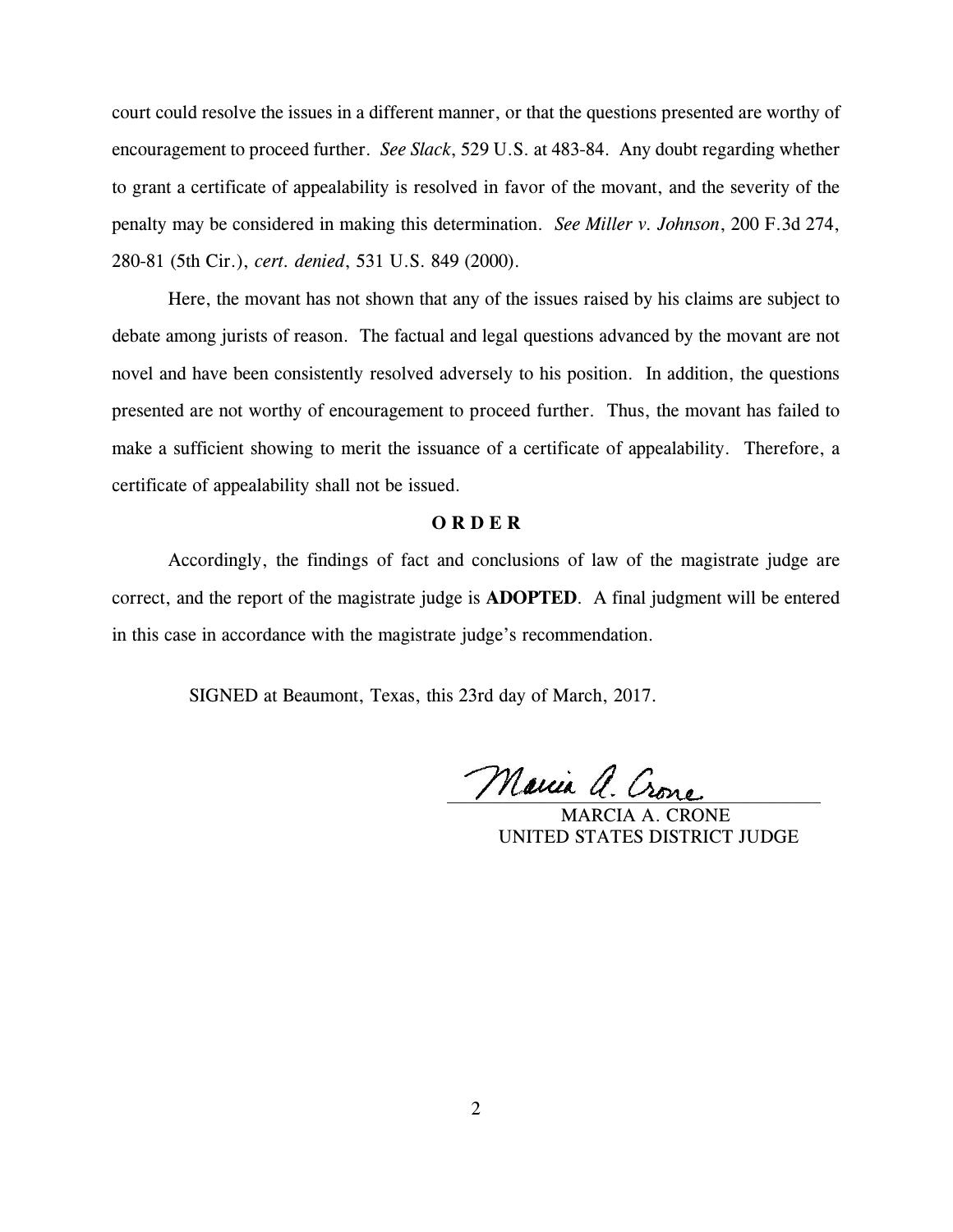court could resolve the issues in a different manner, or that the questions presented are worthy of encouragement to proceed further. *See Slack*, 529 U.S. at 483-84. Any doubt regarding whether to grant a certificate of appealability is resolved in favor of the movant, and the severity of the penalty may be considered in making this determination. *See Miller v. Johnson*, 200 F.3d 274, 280-81 (5th Cir.), *cert. denied*, 531 U.S. 849 (2000).

Here, the movant has not shown that any of the issues raised by his claims are subject to debate among jurists of reason. The factual and legal questions advanced by the movant are not novel and have been consistently resolved adversely to his position. In addition, the questions presented are not worthy of encouragement to proceed further. Thus, the movant has failed to make a sufficient showing to merit the issuance of a certificate of appealability. Therefore, a certificate of appealability shall not be issued.

**O R D E R**

Accordingly, the findings of fact and conclusions of law of the magistrate judge are correct, and the report of the magistrate judge is **ADOPTED**. A final judgment will be entered in this case in accordance with the magistrate judge's recommendation.

SIGNED at Beaumont, Texas, this 23rd day of March, 2017.

Marcia A. Crone

MARCIA A. CRONE
UNITED STATES DISTRICT JUDGE